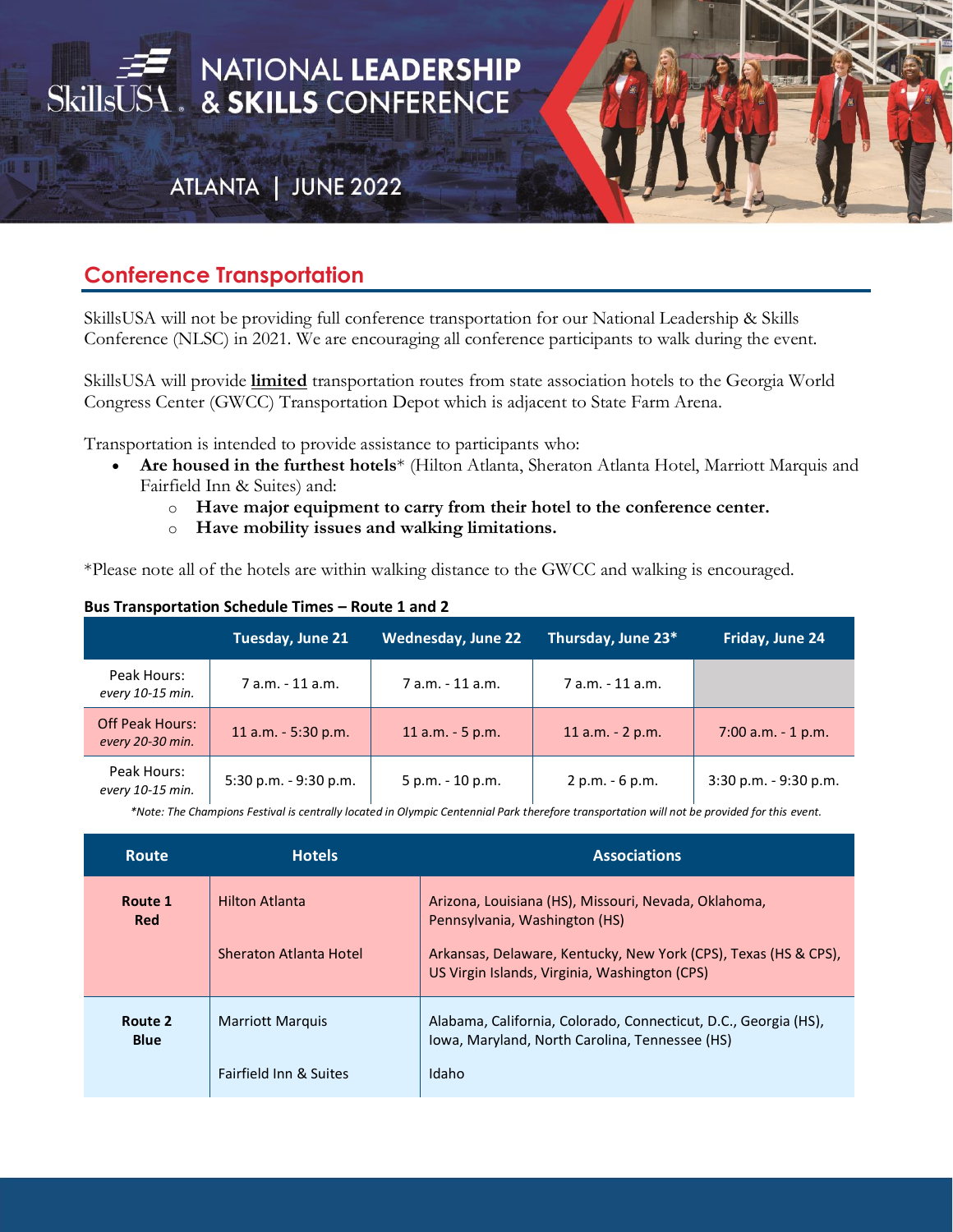# SkillsUSA NATIONAL LEADERSHIP & SKILLS CONFERENCE

ATLANTA | JUNE 2022

## Conference Transportation

SkillsUSA will not be providing full conference transportation for our National Leadership & Skills Conference (NLSC) in 2021. We are encouraging all conference participants to walk during the event.

SkillsUSA will provide **limited** transportation routes from state association hotels to the Georgia World Congress Center (GWCC) Transportation Depot which is adjacent to State Farm Arena.

Transportation is intended to provide assistance to participants who:

- **Are housed in the furthest hotels*** (Hilton Atlanta, Sheraton Atlanta Hotel, Marriott Marquis and Fairfield Inn & Suites) and:
  - **Have major equipment to carry from their hotel to the conference center.**
  - **Have mobility issues and walking limitations.**

*Please note all of the hotels are within walking distance to the GWCC and walking is encouraged.

**Bus Transportation Schedule Times – Route 1 and 2**

| | Tuesday, June 21 | Wednesday, June 22 | Thursday, June 23* | Friday, June 24 |
|---|---|---|---|---|
| Peak Hours: *every 10-15 min.* | 7 a.m. - 11 a.m. | 7 a.m. - 11 a.m. | 7 a.m. - 11 a.m. | |
| Off Peak Hours: *every 20-30 min.* | 11 a.m. - 5:30 p.m. | 11 a.m. - 5 p.m. | 11 a.m. - 2 p.m. | 7:00 a.m. - 1 p.m. |
| Peak Hours: *every 10-15 min.* | 5:30 p.m. - 9:30 p.m. | 5 p.m. - 10 p.m. | 2 p.m. - 6 p.m. | 3:30 p.m. - 9:30 p.m. |

*\*Note: The Champions Festival is centrally located in Olympic Centennial Park therefore transportation will not be provided for this event.*

| Route | Hotels | Associations |
|---|---|---|
| **Route 1 Red** | Hilton Atlanta | Arizona, Louisiana (HS), Missouri, Nevada, Oklahoma, Pennsylvania, Washington (HS) |
| | Sheraton Atlanta Hotel | Arkansas, Delaware, Kentucky, New York (CPS), Texas (HS & CPS), US Virgin Islands, Virginia, Washington (CPS) |
| **Route 2 Blue** | Marriott Marquis | Alabama, California, Colorado, Connecticut, D.C., Georgia (HS), Iowa, Maryland, North Carolina, Tennessee (HS) |
| | Fairfield Inn & Suites | Idaho |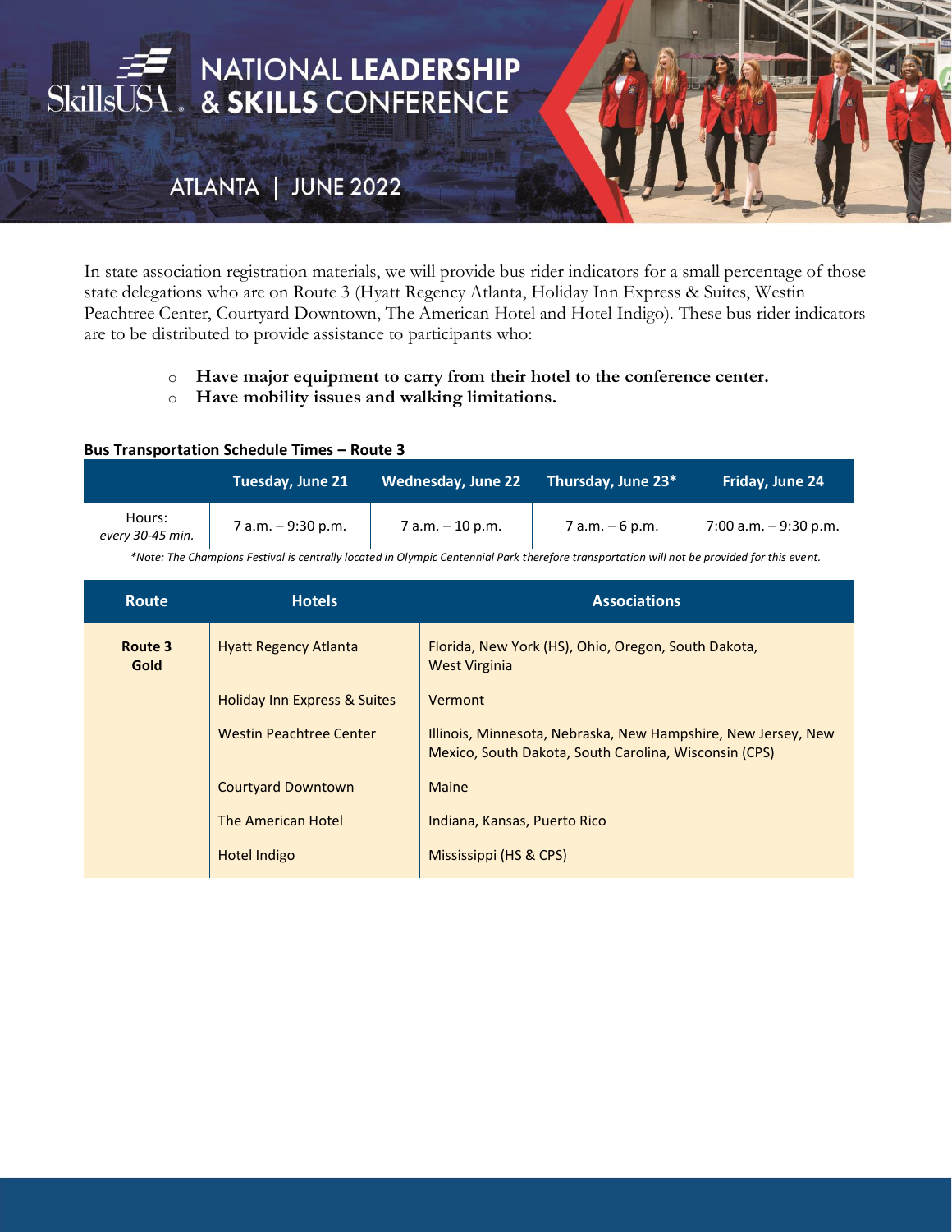# NATIONAL LEADERSHIP & SKILLS CONFERENCE

ATLANTA | JUNE 2022

In state association registration materials, we will provide bus rider indicators for a small percentage of those state delegations who are on Route 3 (Hyatt Regency Atlanta, Holiday Inn Express & Suites, Westin Peachtree Center, Courtyard Downtown, The American Hotel and Hotel Indigo). These bus rider indicators are to be distributed to provide assistance to participants who:

- **Have major equipment to carry from their hotel to the conference center.**
- **Have mobility issues and walking limitations.**

**Bus Transportation Schedule Times – Route 3**

| | Tuesday, June 21 | Wednesday, June 22 | Thursday, June 23* | Friday, June 24 |
|---|---|---|---|---|
| Hours: *every 30-45 min.* | 7 a.m. – 9:30 p.m. | 7 a.m. – 10 p.m. | 7 a.m. – 6 p.m. | 7:00 a.m. – 9:30 p.m. |

*\*Note: The Champions Festival is centrally located in Olympic Centennial Park therefore transportation will not be provided for this event.*

| Route | Hotels | Associations |
|---|---|---|
| **Route 3 Gold** | Hyatt Regency Atlanta | Florida, New York (HS), Ohio, Oregon, South Dakota, West Virginia |
| | Holiday Inn Express & Suites | Vermont |
| | Westin Peachtree Center | Illinois, Minnesota, Nebraska, New Hampshire, New Jersey, New Mexico, South Dakota, South Carolina, Wisconsin (CPS) |
| | Courtyard Downtown | Maine |
| | The American Hotel | Indiana, Kansas, Puerto Rico |
| | Hotel Indigo | Mississippi (HS & CPS) |